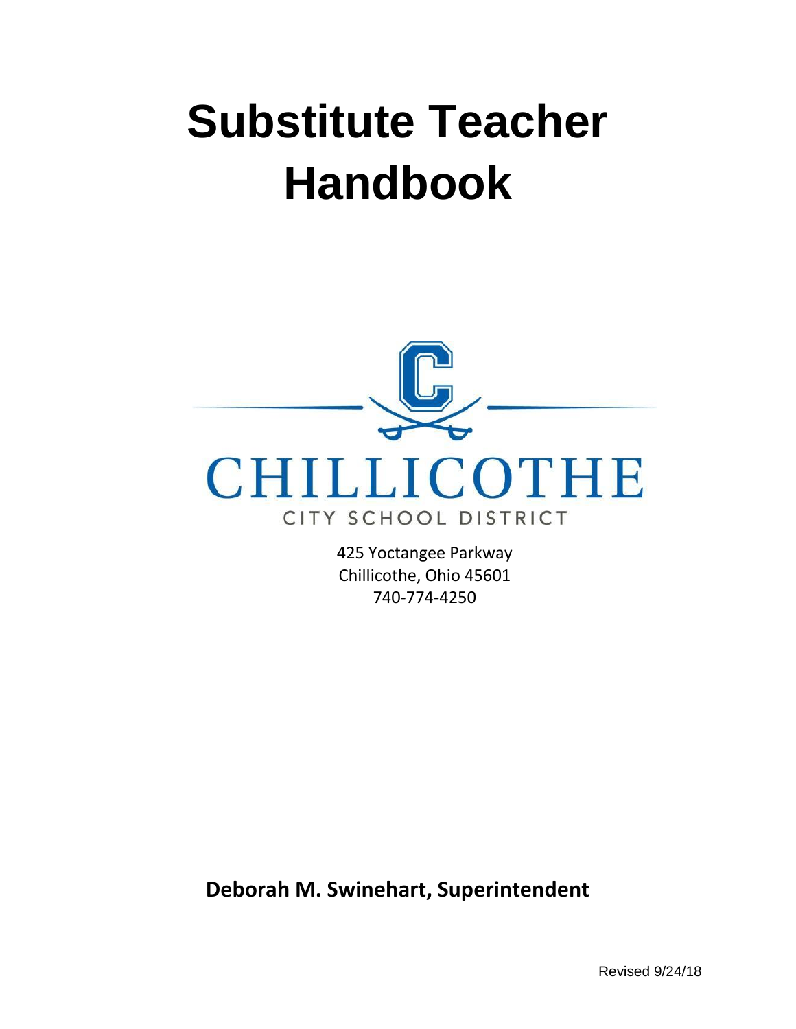# Substitute Teacher Handbook

CHILLICOTHE

CITY SCHOOL DISTRICT

425 Yoctangee Parkway
Chillicothe, Ohio 45601
740-774-4250

**Deborah M. Swinehart, Superintendent**

Revised 9/24/18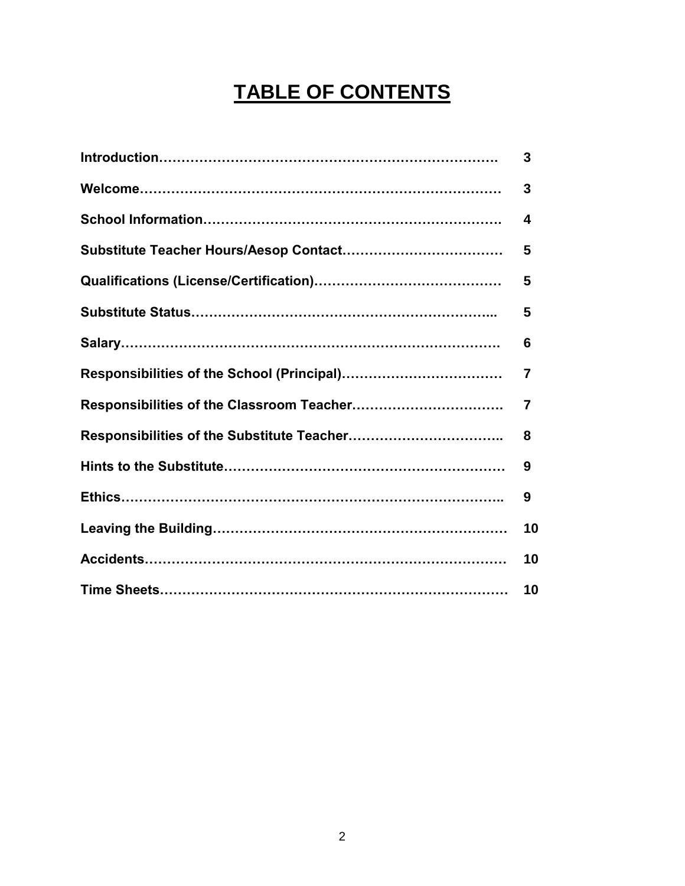# TABLE OF CONTENTS

| | |
|---|---|
| **Introduction……………………………………………………………….** | **3** |
| **Welcome……………………………………………………………………** | **3** |
| **School Information……………………………………………………….** | **4** |
| **Substitute Teacher Hours/Aesop Contact………………………………** | **5** |
| **Qualifications (License/Certification)……………………………………** | **5** |
| **Substitute Status…………………………………………………………..** | **5** |
| **Salary…………………………………………………………………………** | **6** |
| **Responsibilities of the School (Principal)………………………………** | **7** |
| **Responsibilities of the Classroom Teacher…………………………….** | **7** |
| **Responsibilities of the Substitute Teacher……………………………..** | **8** |
| **Hints to the Substitute……………………………………………………** | **9** |
| **Ethics………………………………………………………………………..** | **9** |
| **Leaving the Building………………………………………………………** | **10** |
| **Accidents……………………………………………………………………** | **10** |
| **Time Sheets…………………………………………………………………** | **10** |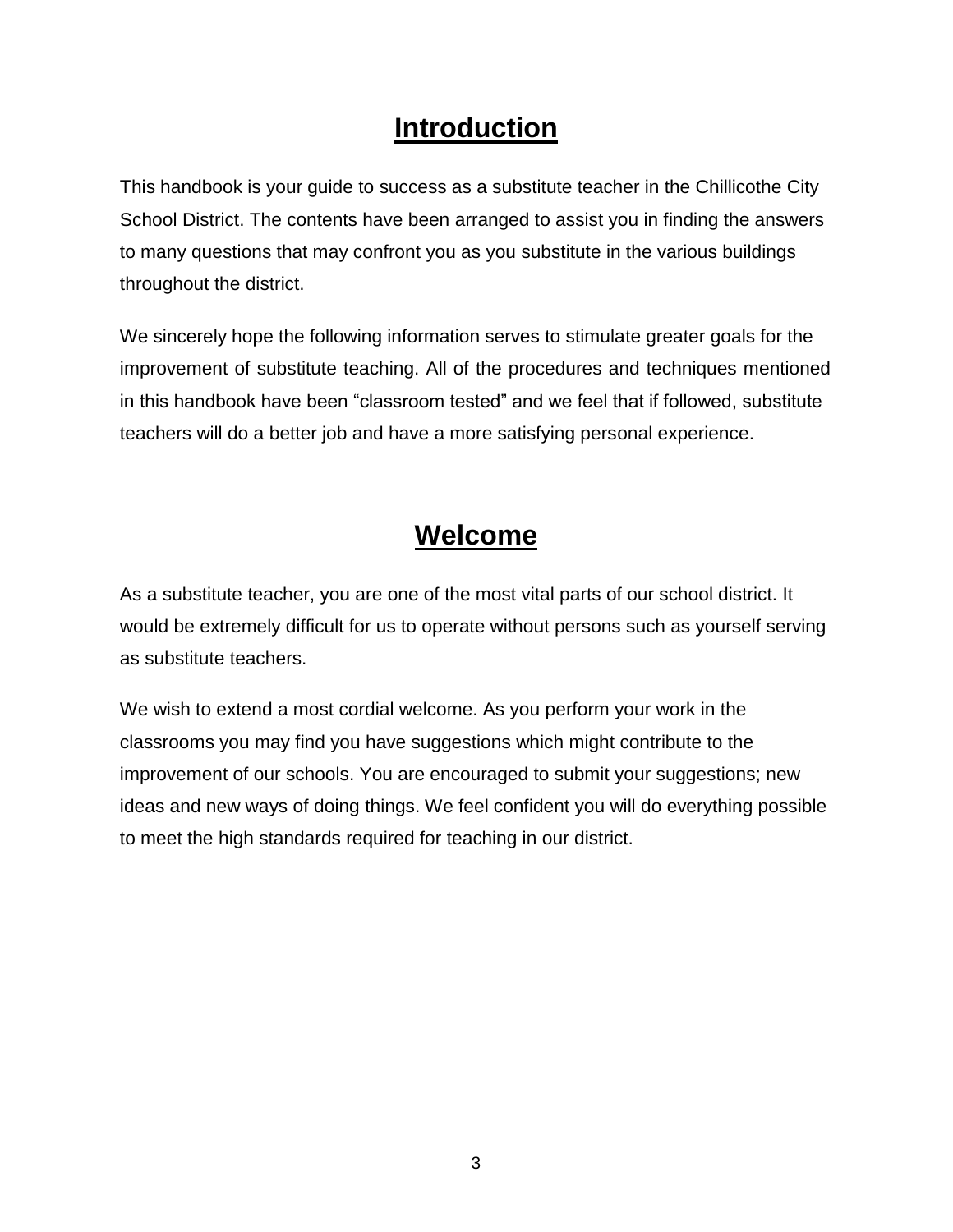# Introduction

This handbook is your guide to success as a substitute teacher in the Chillicothe City School District. The contents have been arranged to assist you in finding the answers to many questions that may confront you as you substitute in the various buildings throughout the district.

We sincerely hope the following information serves to stimulate greater goals for the improvement of substitute teaching. All of the procedures and techniques mentioned in this handbook have been "classroom tested" and we feel that if followed, substitute teachers will do a better job and have a more satisfying personal experience.

# Welcome

As a substitute teacher, you are one of the most vital parts of our school district. It would be extremely difficult for us to operate without persons such as yourself serving as substitute teachers.

We wish to extend a most cordial welcome. As you perform your work in the classrooms you may find you have suggestions which might contribute to the improvement of our schools. You are encouraged to submit your suggestions; new ideas and new ways of doing things. We feel confident you will do everything possible to meet the high standards required for teaching in our district.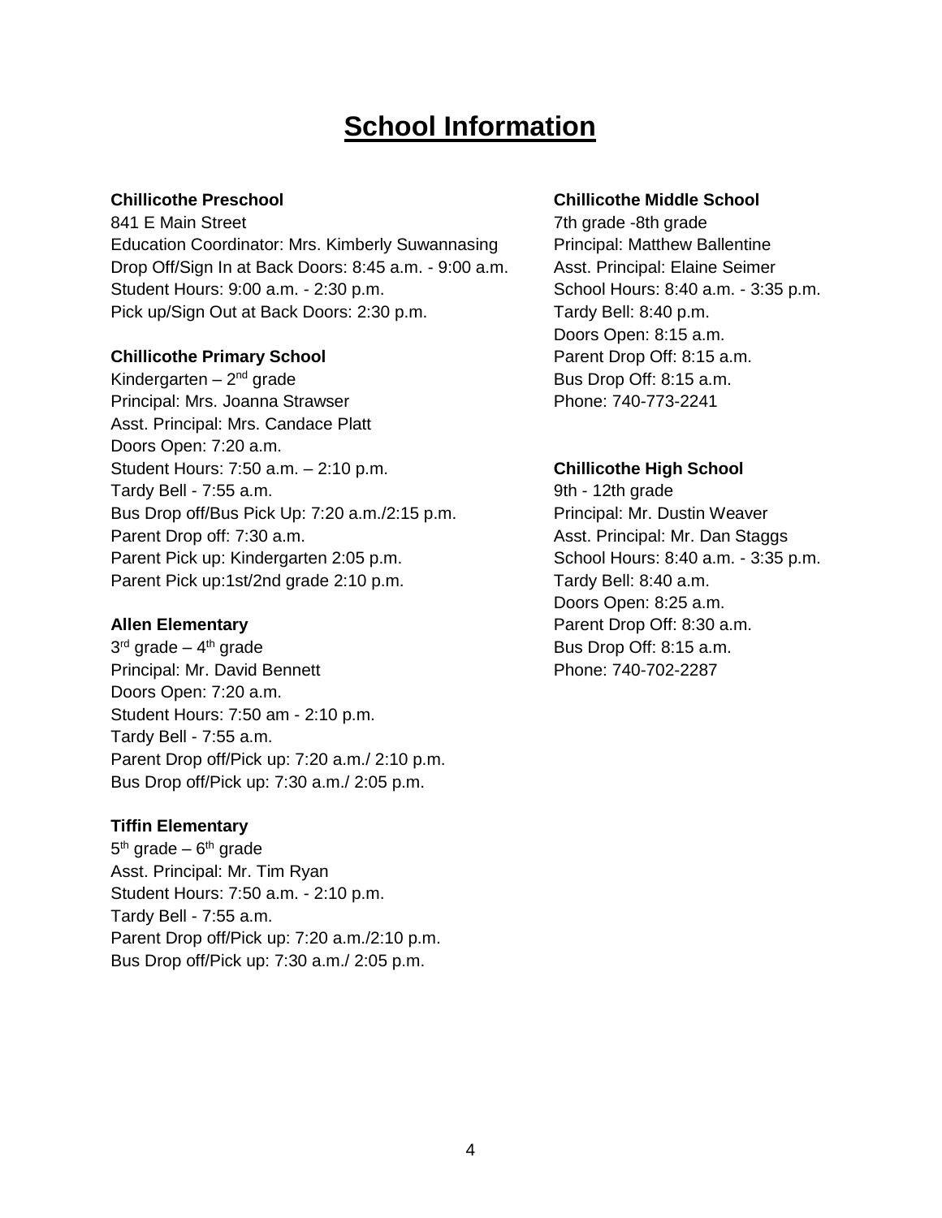# School Information

**Chillicothe Preschool**
841 E Main Street
Education Coordinator: Mrs. Kimberly Suwannasing
Drop Off/Sign In at Back Doors: 8:45 a.m. - 9:00 a.m.
Student Hours: 9:00 a.m. - 2:30 p.m.
Pick up/Sign Out at Back Doors: 2:30 p.m.

**Chillicothe Primary School**
Kindergarten – 2nd grade
Principal: Mrs. Joanna Strawser
Asst. Principal: Mrs. Candace Platt
Doors Open: 7:20 a.m.
Student Hours: 7:50 a.m. – 2:10 p.m.
Tardy Bell - 7:55 a.m.
Bus Drop off/Bus Pick Up: 7:20 a.m./2:15 p.m.
Parent Drop off: 7:30 a.m.
Parent Pick up: Kindergarten 2:05 p.m.
Parent Pick up:1st/2nd grade 2:10 p.m.

**Allen Elementary**
3rd grade – 4th grade
Principal: Mr. David Bennett
Doors Open: 7:20 a.m.
Student Hours: 7:50 am - 2:10 p.m.
Tardy Bell - 7:55 a.m.
Parent Drop off/Pick up: 7:20 a.m./ 2:10 p.m.
Bus Drop off/Pick up: 7:30 a.m./ 2:05 p.m.

**Tiffin Elementary**
5th grade – 6th grade
Asst. Principal: Mr. Tim Ryan
Student Hours: 7:50 a.m. - 2:10 p.m.
Tardy Bell - 7:55 a.m.
Parent Drop off/Pick up: 7:20 a.m./2:10 p.m.
Bus Drop off/Pick up: 7:30 a.m./ 2:05 p.m.

**Chillicothe Middle School**
7th grade -8th grade
Principal: Matthew Ballentine
Asst. Principal: Elaine Seimer
School Hours: 8:40 a.m. - 3:35 p.m.
Tardy Bell: 8:40 p.m.
Doors Open: 8:15 a.m.
Parent Drop Off: 8:15 a.m.
Bus Drop Off: 8:15 a.m.
Phone: 740-773-2241

**Chillicothe High School**
9th - 12th grade
Principal: Mr. Dustin Weaver
Asst. Principal: Mr. Dan Staggs
School Hours: 8:40 a.m. - 3:35 p.m.
Tardy Bell: 8:40 a.m.
Doors Open: 8:25 a.m.
Parent Drop Off: 8:30 a.m.
Bus Drop Off: 8:15 a.m.
Phone: 740-702-2287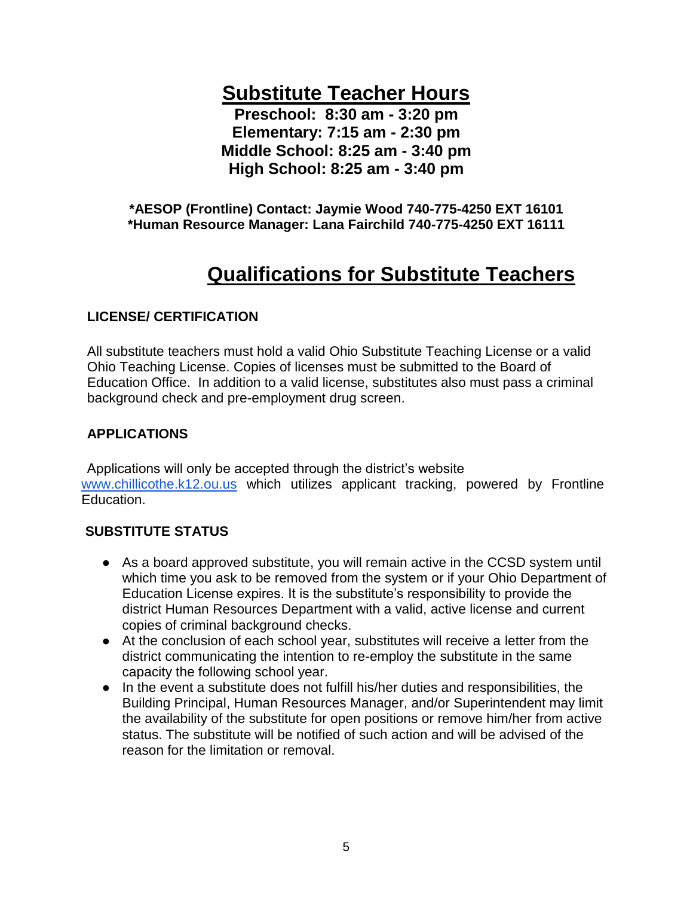# Substitute Teacher Hours

**Preschool: 8:30 am - 3:20 pm**
**Elementary: 7:15 am - 2:30 pm**
**Middle School: 8:25 am - 3:40 pm**
**High School: 8:25 am - 3:40 pm**

**\*AESOP (Frontline) Contact: Jaymie Wood 740-775-4250 EXT 16101**
**\*Human Resource Manager: Lana Fairchild 740-775-4250 EXT 16111**

# Qualifications for Substitute Teachers

### LICENSE/ CERTIFICATION

All substitute teachers must hold a valid Ohio Substitute Teaching License or a valid Ohio Teaching License. Copies of licenses must be submitted to the Board of Education Office. In addition to a valid license, substitutes also must pass a criminal background check and pre-employment drug screen.

### APPLICATIONS

Applications will only be accepted through the district's website www.chillicothe.k12.ou.us which utilizes applicant tracking, powered by Frontline Education.

### SUBSTITUTE STATUS

- As a board approved substitute, you will remain active in the CCSD system until which time you ask to be removed from the system or if your Ohio Department of Education License expires. It is the substitute's responsibility to provide the district Human Resources Department with a valid, active license and current copies of criminal background checks.
- At the conclusion of each school year, substitutes will receive a letter from the district communicating the intention to re-employ the substitute in the same capacity the following school year.
- In the event a substitute does not fulfill his/her duties and responsibilities, the Building Principal, Human Resources Manager, and/or Superintendent may limit the availability of the substitute for open positions or remove him/her from active status. The substitute will be notified of such action and will be advised of the reason for the limitation or removal.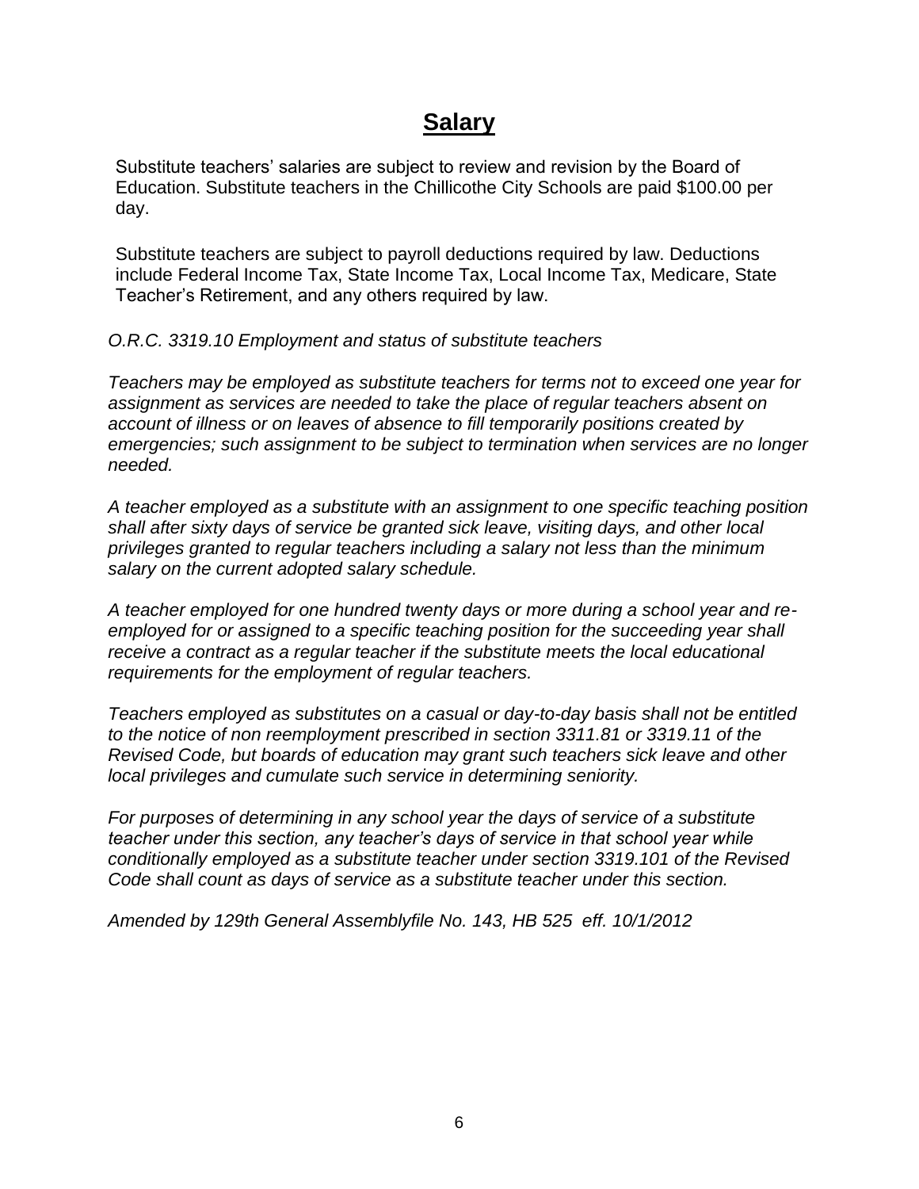# **Salary**

Substitute teachers' salaries are subject to review and revision by the Board of Education. Substitute teachers in the Chillicothe City Schools are paid $100.00 per day.

Substitute teachers are subject to payroll deductions required by law. Deductions include Federal Income Tax, State Income Tax, Local Income Tax, Medicare, State Teacher's Retirement, and any others required by law.

*O.R.C. 3319.10 Employment and status of substitute teachers*

*Teachers may be employed as substitute teachers for terms not to exceed one year for assignment as services are needed to take the place of regular teachers absent on account of illness or on leaves of absence to fill temporarily positions created by emergencies; such assignment to be subject to termination when services are no longer needed.*

*A teacher employed as a substitute with an assignment to one specific teaching position shall after sixty days of service be granted sick leave, visiting days, and other local privileges granted to regular teachers including a salary not less than the minimum salary on the current adopted salary schedule.*

*A teacher employed for one hundred twenty days or more during a school year and re-employed for or assigned to a specific teaching position for the succeeding year shall receive a contract as a regular teacher if the substitute meets the local educational requirements for the employment of regular teachers.*

*Teachers employed as substitutes on a casual or day-to-day basis shall not be entitled to the notice of non reemployment prescribed in section 3311.81 or 3319.11 of the Revised Code, but boards of education may grant such teachers sick leave and other local privileges and cumulate such service in determining seniority.*

*For purposes of determining in any school year the days of service of a substitute teacher under this section, any teacher's days of service in that school year while conditionally employed as a substitute teacher under section 3319.101 of the Revised Code shall count as days of service as a substitute teacher under this section.*

*Amended by 129th General Assemblyfile No. 143, HB 525 eff. 10/1/2012*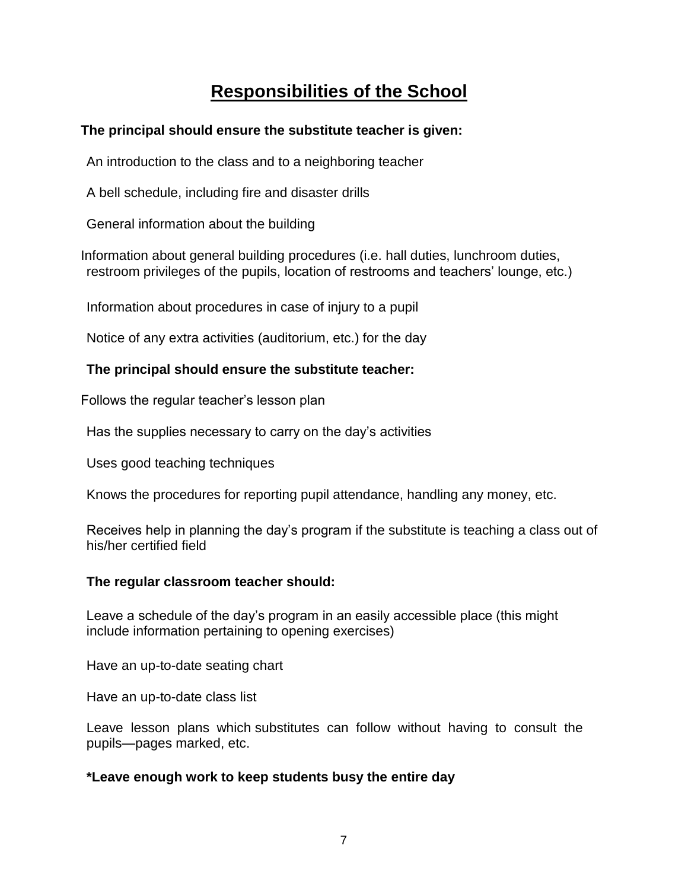# Responsibilities of the School

**The principal should ensure the substitute teacher is given:**

An introduction to the class and to a neighboring teacher

A bell schedule, including fire and disaster drills

General information about the building

Information about general building procedures (i.e. hall duties, lunchroom duties, restroom privileges of the pupils, location of restrooms and teachers' lounge, etc.)

Information about procedures in case of injury to a pupil

Notice of any extra activities (auditorium, etc.) for the day

**The principal should ensure the substitute teacher:**

Follows the regular teacher's lesson plan

Has the supplies necessary to carry on the day's activities

Uses good teaching techniques

Knows the procedures for reporting pupil attendance, handling any money, etc.

Receives help in planning the day's program if the substitute is teaching a class out of his/her certified field

**The regular classroom teacher should:**

Leave a schedule of the day's program in an easily accessible place (this might include information pertaining to opening exercises)

Have an up-to-date seating chart

Have an up-to-date class list

Leave lesson plans which substitutes can follow without having to consult the pupils—pages marked, etc.

**\*Leave enough work to keep students busy the entire day**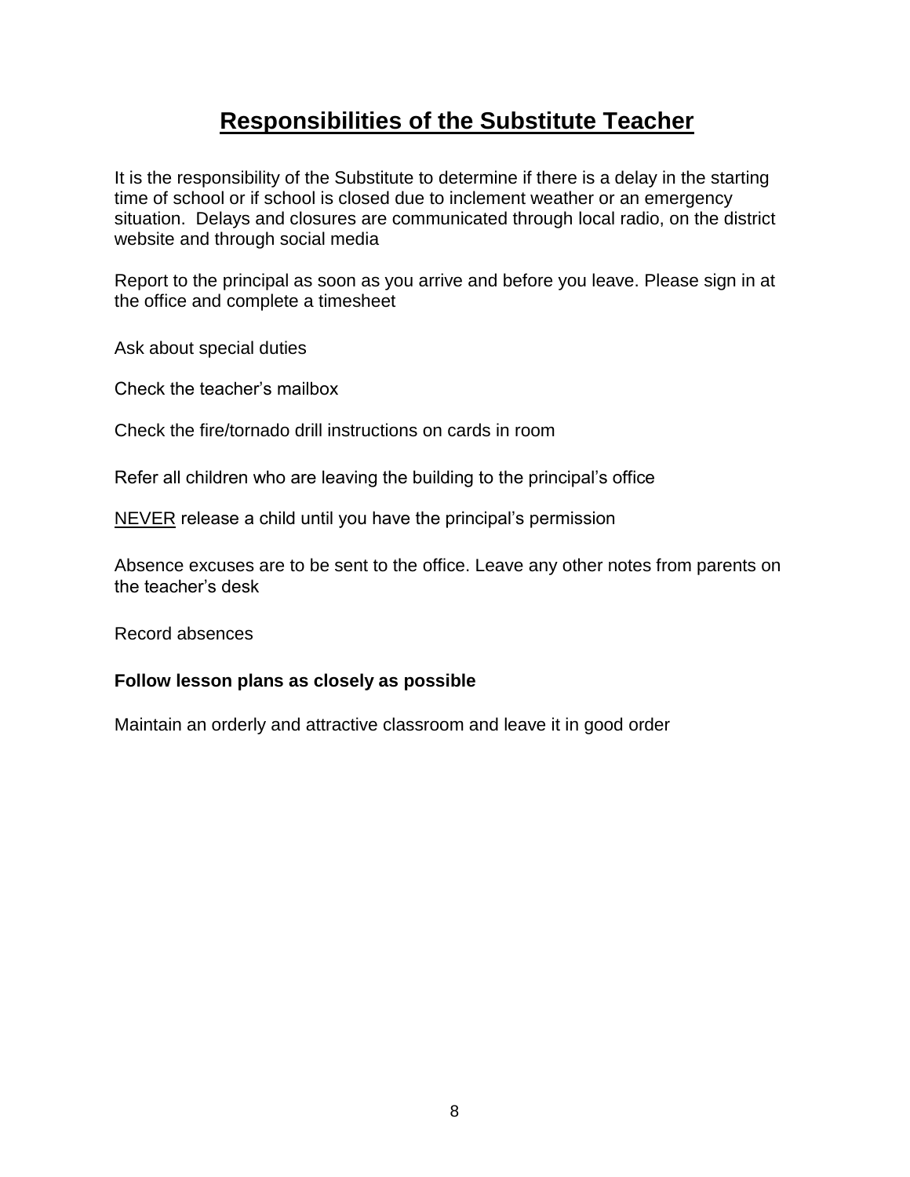# Responsibilities of the Substitute Teacher

It is the responsibility of the Substitute to determine if there is a delay in the starting time of school or if school is closed due to inclement weather or an emergency situation. Delays and closures are communicated through local radio, on the district website and through social media

Report to the principal as soon as you arrive and before you leave. Please sign in at the office and complete a timesheet

Ask about special duties

Check the teacher's mailbox

Check the fire/tornado drill instructions on cards in room

Refer all children who are leaving the building to the principal's office

<u>NEVER</u> release a child until you have the principal's permission

Absence excuses are to be sent to the office. Leave any other notes from parents on the teacher's desk

Record absences

**Follow lesson plans as closely as possible**

Maintain an orderly and attractive classroom and leave it in good order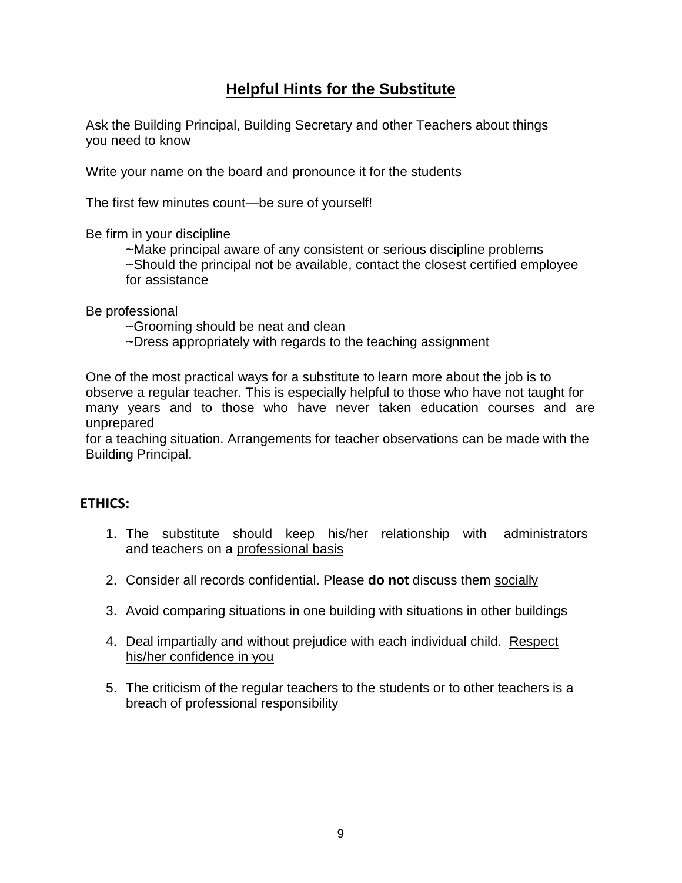## Helpful Hints for the Substitute

Ask the Building Principal, Building Secretary and other Teachers about things you need to know

Write your name on the board and pronounce it for the students

The first few minutes count—be sure of yourself!

Be firm in your discipline

- ~Make principal aware of any consistent or serious discipline problems
- ~Should the principal not be available, contact the closest certified employee for assistance

Be professional

- ~Grooming should be neat and clean
- ~Dress appropriately with regards to the teaching assignment

One of the most practical ways for a substitute to learn more about the job is to observe a regular teacher. This is especially helpful to those who have not taught for many years and to those who have never taken education courses and are unprepared for a teaching situation. Arrangements for teacher observations can be made with the Building Principal.

**ETHICS:**

1. The substitute should keep his/her relationship with administrators and teachers on a professional basis
2. Consider all records confidential. Please **do not** discuss them socially
3. Avoid comparing situations in one building with situations in other buildings
4. Deal impartially and without prejudice with each individual child. Respect his/her confidence in you
5. The criticism of the regular teachers to the students or to other teachers is a breach of professional responsibility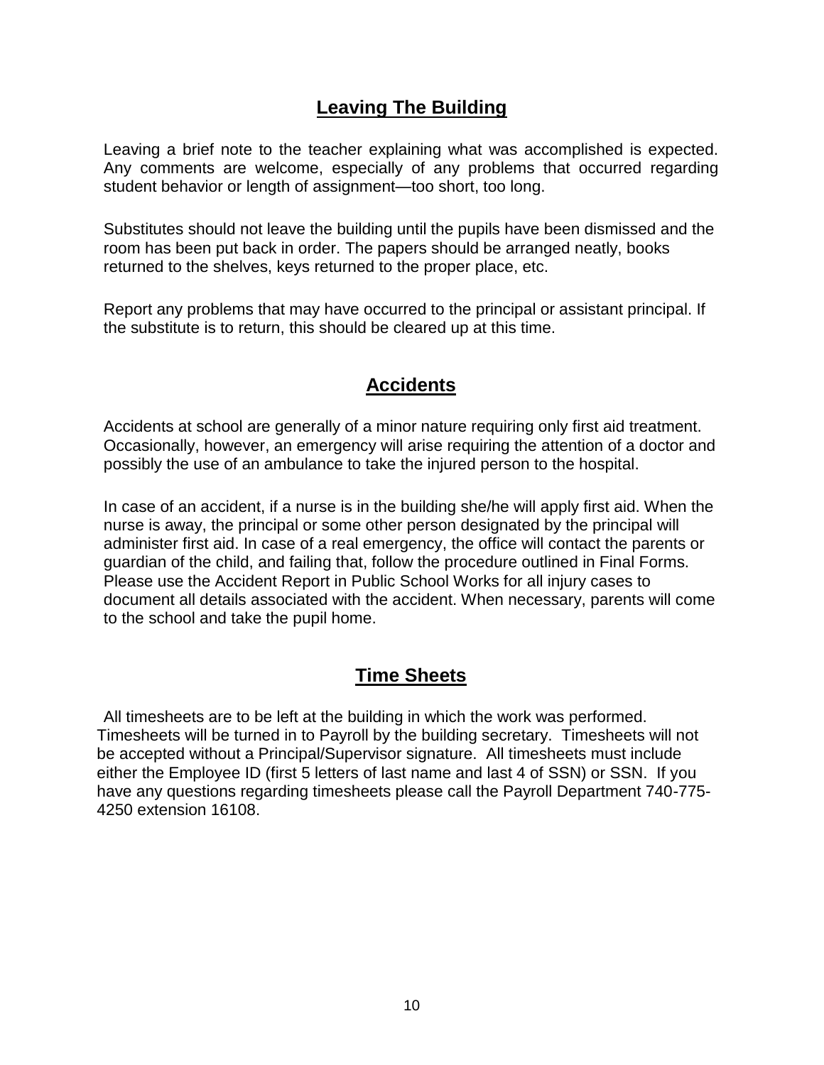## Leaving The Building

Leaving a brief note to the teacher explaining what was accomplished is expected. Any comments are welcome, especially of any problems that occurred regarding student behavior or length of assignment—too short, too long.

Substitutes should not leave the building until the pupils have been dismissed and the room has been put back in order. The papers should be arranged neatly, books returned to the shelves, keys returned to the proper place, etc.

Report any problems that may have occurred to the principal or assistant principal. If the substitute is to return, this should be cleared up at this time.

## Accidents

Accidents at school are generally of a minor nature requiring only first aid treatment. Occasionally, however, an emergency will arise requiring the attention of a doctor and possibly the use of an ambulance to take the injured person to the hospital.

In case of an accident, if a nurse is in the building she/he will apply first aid. When the nurse is away, the principal or some other person designated by the principal will administer first aid. In case of a real emergency, the office will contact the parents or guardian of the child, and failing that, follow the procedure outlined in Final Forms. Please use the Accident Report in Public School Works for all injury cases to document all details associated with the accident. When necessary, parents will come to the school and take the pupil home.

## Time Sheets

All timesheets are to be left at the building in which the work was performed. Timesheets will be turned in to Payroll by the building secretary. Timesheets will not be accepted without a Principal/Supervisor signature. All timesheets must include either the Employee ID (first 5 letters of last name and last 4 of SSN) or SSN. If you have any questions regarding timesheets please call the Payroll Department 740-775-4250 extension 16108.